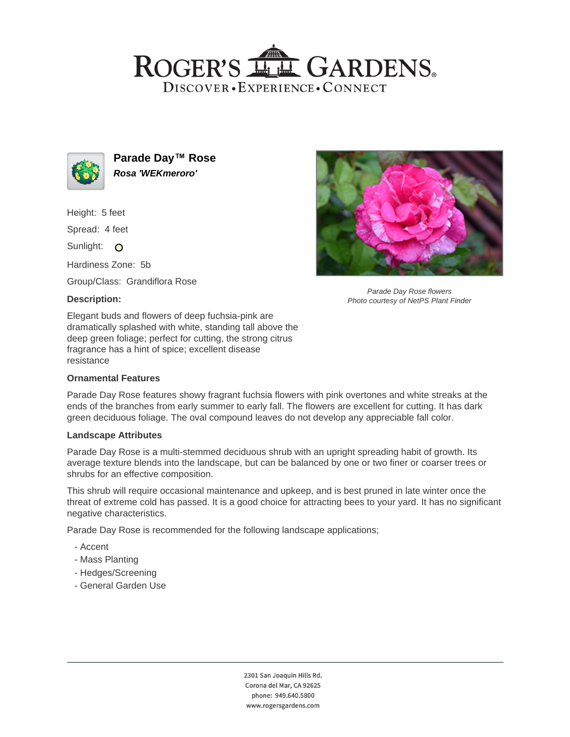# Parade Day™ Rose

***Rosa 'WEKmeroro'***

Height: 5 feet

Spread: 4 feet

Sunlight:

Hardiness Zone: 5b

Group/Class: Grandiflora Rose

*Parade Day Rose flowers*
*Photo courtesy of NetPS Plant Finder*

### Description:

Elegant buds and flowers of deep fuchsia-pink are dramatically splashed with white, standing tall above the deep green foliage; perfect for cutting, the strong citrus fragrance has a hint of spice; excellent disease resistance

### Ornamental Features

Parade Day Rose features showy fragrant fuchsia flowers with pink overtones and white streaks at the ends of the branches from early summer to early fall. The flowers are excellent for cutting. It has dark green deciduous foliage. The oval compound leaves do not develop any appreciable fall color.

### Landscape Attributes

Parade Day Rose is a multi-stemmed deciduous shrub with an upright spreading habit of growth. Its average texture blends into the landscape, but can be balanced by one or two finer or coarser trees or shrubs for an effective composition.

This shrub will require occasional maintenance and upkeep, and is best pruned in late winter once the threat of extreme cold has passed. It is a good choice for attracting bees to your yard. It has no significant negative characteristics.

Parade Day Rose is recommended for the following landscape applications;

- Accent
- Mass Planting
- Hedges/Screening
- General Garden Use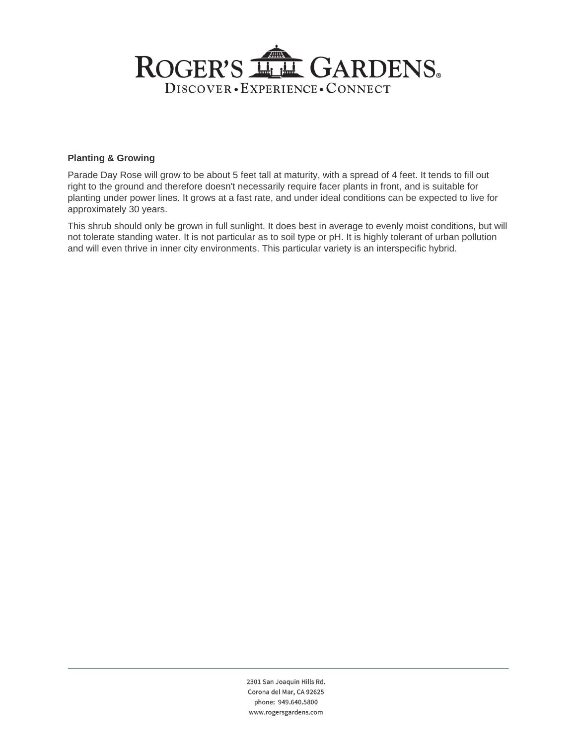### Planting & Growing

Parade Day Rose will grow to be about 5 feet tall at maturity, with a spread of 4 feet. It tends to fill out right to the ground and therefore doesn't necessarily require facer plants in front, and is suitable for planting under power lines. It grows at a fast rate, and under ideal conditions can be expected to live for approximately 30 years.

This shrub should only be grown in full sunlight. It does best in average to evenly moist conditions, but will not tolerate standing water. It is not particular as to soil type or pH. It is highly tolerant of urban pollution and will even thrive in inner city environments. This particular variety is an interspecific hybrid.